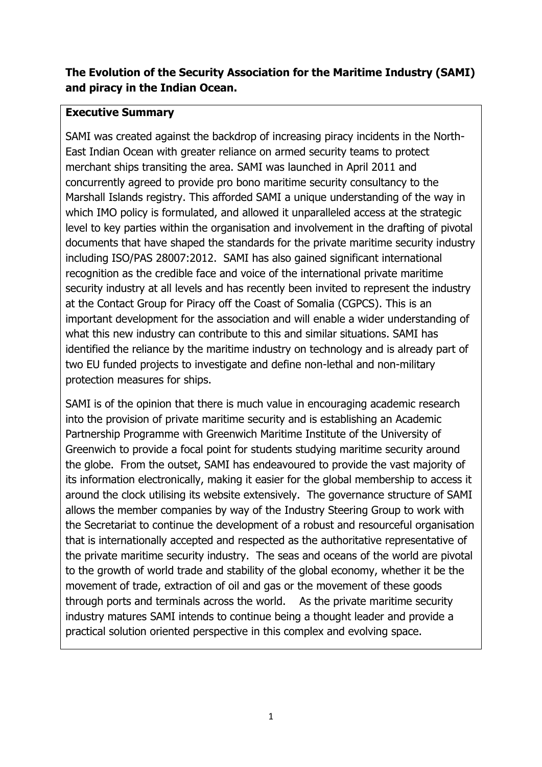**The Evolution of the Security Association for the Maritime Industry (SAMI) and piracy in the Indian Ocean.**

**Executive Summary**

SAMI was created against the backdrop of increasing piracy incidents in the North-East Indian Ocean with greater reliance on armed security teams to protect merchant ships transiting the area. SAMI was launched in April 2011 and concurrently agreed to provide pro bono maritime security consultancy to the Marshall Islands registry. This afforded SAMI a unique understanding of the way in which IMO policy is formulated, and allowed it unparalleled access at the strategic level to key parties within the organisation and involvement in the drafting of pivotal documents that have shaped the standards for the private maritime security industry including ISO/PAS 28007:2012. SAMI has also gained significant international recognition as the credible face and voice of the international private maritime security industry at all levels and has recently been invited to represent the industry at the Contact Group for Piracy off the Coast of Somalia (CGPCS). This is an important development for the association and will enable a wider understanding of what this new industry can contribute to this and similar situations. SAMI has identified the reliance by the maritime industry on technology and is already part of two EU funded projects to investigate and define non-lethal and non-military protection measures for ships.

SAMI is of the opinion that there is much value in encouraging academic research into the provision of private maritime security and is establishing an Academic Partnership Programme with Greenwich Maritime Institute of the University of Greenwich to provide a focal point for students studying maritime security around the globe. From the outset, SAMI has endeavoured to provide the vast majority of its information electronically, making it easier for the global membership to access it around the clock utilising its website extensively. The governance structure of SAMI allows the member companies by way of the Industry Steering Group to work with the Secretariat to continue the development of a robust and resourceful organisation that is internationally accepted and respected as the authoritative representative of the private maritime security industry. The seas and oceans of the world are pivotal to the growth of world trade and stability of the global economy, whether it be the movement of trade, extraction of oil and gas or the movement of these goods through ports and terminals across the world. As the private maritime security industry matures SAMI intends to continue being a thought leader and provide a practical solution oriented perspective in this complex and evolving space.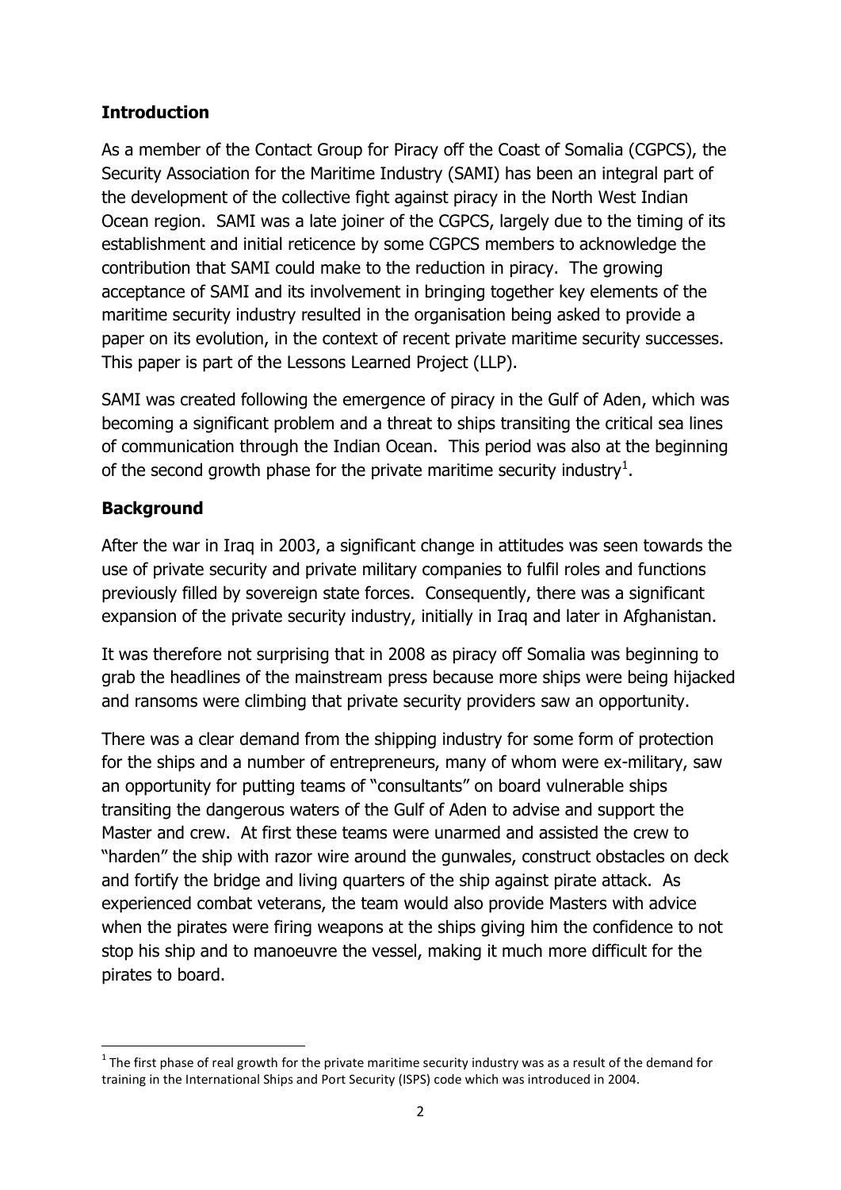## Introduction

As a member of the Contact Group for Piracy off the Coast of Somalia (CGPCS), the Security Association for the Maritime Industry (SAMI) has been an integral part of the development of the collective fight against piracy in the North West Indian Ocean region. SAMI was a late joiner of the CGPCS, largely due to the timing of its establishment and initial reticence by some CGPCS members to acknowledge the contribution that SAMI could make to the reduction in piracy. The growing acceptance of SAMI and its involvement in bringing together key elements of the maritime security industry resulted in the organisation being asked to provide a paper on its evolution, in the context of recent private maritime security successes. This paper is part of the Lessons Learned Project (LLP).

SAMI was created following the emergence of piracy in the Gulf of Aden, which was becoming a significant problem and a threat to ships transiting the critical sea lines of communication through the Indian Ocean. This period was also at the beginning of the second growth phase for the private maritime security industry[1].

## Background

After the war in Iraq in 2003, a significant change in attitudes was seen towards the use of private security and private military companies to fulfil roles and functions previously filled by sovereign state forces. Consequently, there was a significant expansion of the private security industry, initially in Iraq and later in Afghanistan.

It was therefore not surprising that in 2008 as piracy off Somalia was beginning to grab the headlines of the mainstream press because more ships were being hijacked and ransoms were climbing that private security providers saw an opportunity.

There was a clear demand from the shipping industry for some form of protection for the ships and a number of entrepreneurs, many of whom were ex-military, saw an opportunity for putting teams of "consultants" on board vulnerable ships transiting the dangerous waters of the Gulf of Aden to advise and support the Master and crew. At first these teams were unarmed and assisted the crew to "harden" the ship with razor wire around the gunwales, construct obstacles on deck and fortify the bridge and living quarters of the ship against pirate attack. As experienced combat veterans, the team would also provide Masters with advice when the pirates were firing weapons at the ships giving him the confidence to not stop his ship and to manoeuvre the vessel, making it much more difficult for the pirates to board.

---

[1] The first phase of real growth for the private maritime security industry was as a result of the demand for training in the International Ships and Port Security (ISPS) code which was introduced in 2004.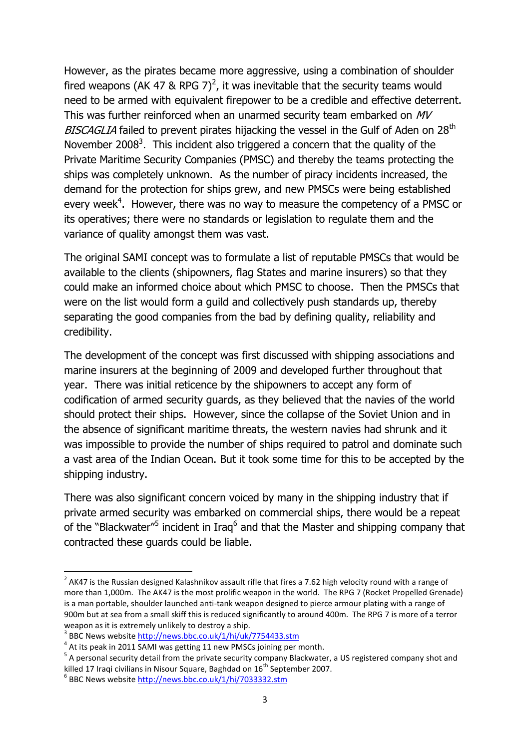However, as the pirates became more aggressive, using a combination of shoulder fired weapons (AK 47 & RPG 7)[2], it was inevitable that the security teams would need to be armed with equivalent firepower to be a credible and effective deterrent. This was further reinforced when an unarmed security team embarked on *MV BISCAGLIA* failed to prevent pirates hijacking the vessel in the Gulf of Aden on 28th November 2008[3]. This incident also triggered a concern that the quality of the Private Maritime Security Companies (PMSC) and thereby the teams protecting the ships was completely unknown. As the number of piracy incidents increased, the demand for the protection for ships grew, and new PMSCs were being established every week[4]. However, there was no way to measure the competency of a PMSC or its operatives; there were no standards or legislation to regulate them and the variance of quality amongst them was vast.

The original SAMI concept was to formulate a list of reputable PMSCs that would be available to the clients (shipowners, flag States and marine insurers) so that they could make an informed choice about which PMSC to choose. Then the PMSCs that were on the list would form a guild and collectively push standards up, thereby separating the good companies from the bad by defining quality, reliability and credibility.

The development of the concept was first discussed with shipping associations and marine insurers at the beginning of 2009 and developed further throughout that year. There was initial reticence by the shipowners to accept any form of codification of armed security guards, as they believed that the navies of the world should protect their ships. However, since the collapse of the Soviet Union and in the absence of significant maritime threats, the western navies had shrunk and it was impossible to provide the number of ships required to patrol and dominate such a vast area of the Indian Ocean. But it took some time for this to be accepted by the shipping industry.

There was also significant concern voiced by many in the shipping industry that if private armed security was embarked on commercial ships, there would be a repeat of the "Blackwater"[5] incident in Iraq[6] and that the Master and shipping company that contracted these guards could be liable.

---

[2] AK47 is the Russian designed Kalashnikov assault rifle that fires a 7.62 high velocity round with a range of more than 1,000m. The AK47 is the most prolific weapon in the world. The RPG 7 (Rocket Propelled Grenade) is a man portable, shoulder launched anti-tank weapon designed to pierce armour plating with a range of 900m but at sea from a small skiff this is reduced significantly to around 400m. The RPG 7 is more of a terror weapon as it is extremely unlikely to destroy a ship.

[3] BBC News website http://news.bbc.co.uk/1/hi/uk/7754433.stm

[4] At its peak in 2011 SAMI was getting 11 new PMSCs joining per month.

[5] A personal security detail from the private security company Blackwater, a US registered company shot and killed 17 Iraqi civilians in Nisour Square, Baghdad on 16th September 2007.

[6] BBC News website http://news.bbc.co.uk/1/hi/7033332.stm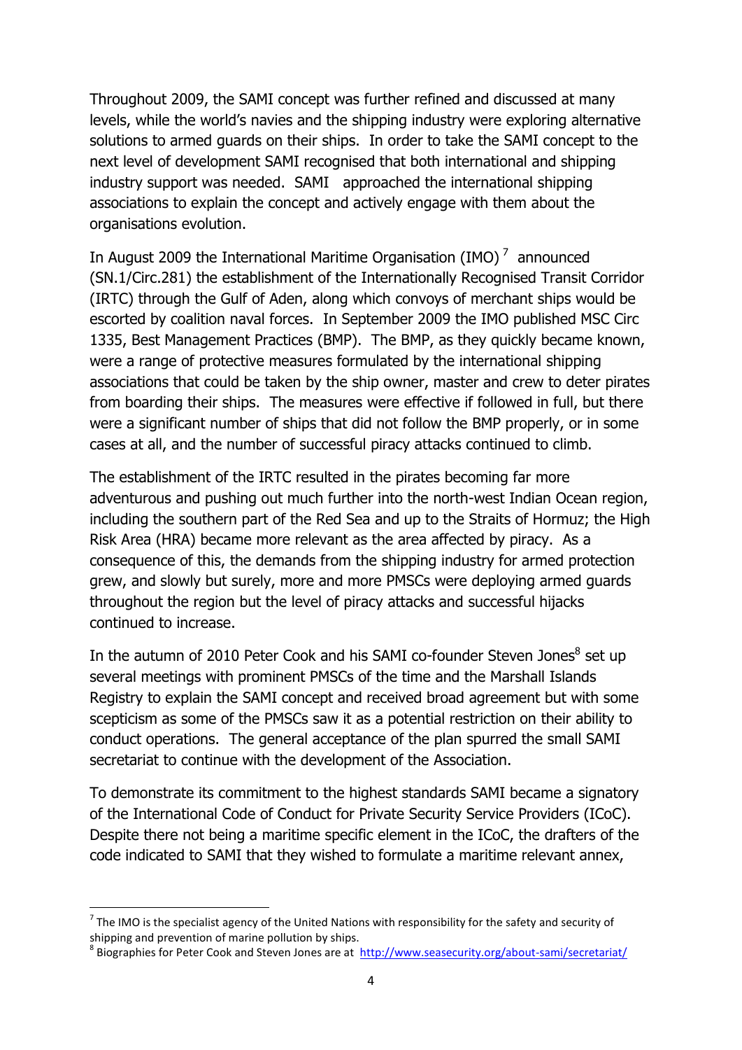Throughout 2009, the SAMI concept was further refined and discussed at many levels, while the world's navies and the shipping industry were exploring alternative solutions to armed guards on their ships. In order to take the SAMI concept to the next level of development SAMI recognised that both international and shipping industry support was needed. SAMI approached the international shipping associations to explain the concept and actively engage with them about the organisations evolution.

In August 2009 the International Maritime Organisation (IMO) [7] announced (SN.1/Circ.281) the establishment of the Internationally Recognised Transit Corridor (IRTC) through the Gulf of Aden, along which convoys of merchant ships would be escorted by coalition naval forces. In September 2009 the IMO published MSC Circ 1335, Best Management Practices (BMP). The BMP, as they quickly became known, were a range of protective measures formulated by the international shipping associations that could be taken by the ship owner, master and crew to deter pirates from boarding their ships. The measures were effective if followed in full, but there were a significant number of ships that did not follow the BMP properly, or in some cases at all, and the number of successful piracy attacks continued to climb.

The establishment of the IRTC resulted in the pirates becoming far more adventurous and pushing out much further into the north-west Indian Ocean region, including the southern part of the Red Sea and up to the Straits of Hormuz; the High Risk Area (HRA) became more relevant as the area affected by piracy. As a consequence of this, the demands from the shipping industry for armed protection grew, and slowly but surely, more and more PMSCs were deploying armed guards throughout the region but the level of piracy attacks and successful hijacks continued to increase.

In the autumn of 2010 Peter Cook and his SAMI co-founder Steven Jones[8] set up several meetings with prominent PMSCs of the time and the Marshall Islands Registry to explain the SAMI concept and received broad agreement but with some scepticism as some of the PMSCs saw it as a potential restriction on their ability to conduct operations. The general acceptance of the plan spurred the small SAMI secretariat to continue with the development of the Association.

To demonstrate its commitment to the highest standards SAMI became a signatory of the International Code of Conduct for Private Security Service Providers (ICoC). Despite there not being a maritime specific element in the ICoC, the drafters of the code indicated to SAMI that they wished to formulate a maritime relevant annex,

---

[7] The IMO is the specialist agency of the United Nations with responsibility for the safety and security of shipping and prevention of marine pollution by ships.

[8] Biographies for Peter Cook and Steven Jones are at http://www.seasecurity.org/about-sami/secretariat/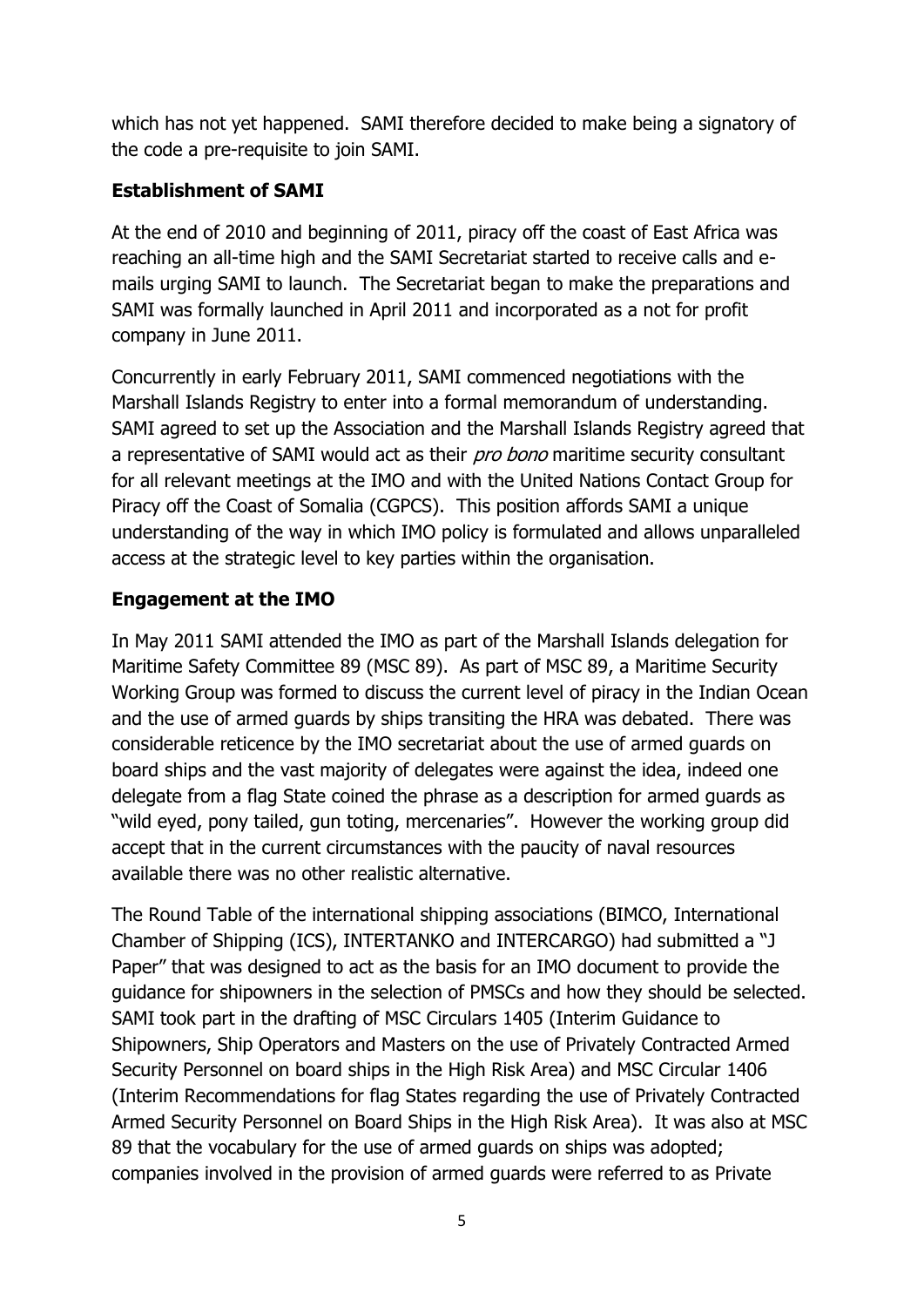which has not yet happened. SAMI therefore decided to make being a signatory of the code a pre-requisite to join SAMI.

**Establishment of SAMI**

At the end of 2010 and beginning of 2011, piracy off the coast of East Africa was reaching an all-time high and the SAMI Secretariat started to receive calls and e-mails urging SAMI to launch. The Secretariat began to make the preparations and SAMI was formally launched in April 2011 and incorporated as a not for profit company in June 2011.

Concurrently in early February 2011, SAMI commenced negotiations with the Marshall Islands Registry to enter into a formal memorandum of understanding. SAMI agreed to set up the Association and the Marshall Islands Registry agreed that a representative of SAMI would act as their *pro bono* maritime security consultant for all relevant meetings at the IMO and with the United Nations Contact Group for Piracy off the Coast of Somalia (CGPCS). This position affords SAMI a unique understanding of the way in which IMO policy is formulated and allows unparalleled access at the strategic level to key parties within the organisation.

**Engagement at the IMO**

In May 2011 SAMI attended the IMO as part of the Marshall Islands delegation for Maritime Safety Committee 89 (MSC 89). As part of MSC 89, a Maritime Security Working Group was formed to discuss the current level of piracy in the Indian Ocean and the use of armed guards by ships transiting the HRA was debated. There was considerable reticence by the IMO secretariat about the use of armed guards on board ships and the vast majority of delegates were against the idea, indeed one delegate from a flag State coined the phrase as a description for armed guards as "wild eyed, pony tailed, gun toting, mercenaries". However the working group did accept that in the current circumstances with the paucity of naval resources available there was no other realistic alternative.

The Round Table of the international shipping associations (BIMCO, International Chamber of Shipping (ICS), INTERTANKO and INTERCARGO) had submitted a "J Paper" that was designed to act as the basis for an IMO document to provide the guidance for shipowners in the selection of PMSCs and how they should be selected. SAMI took part in the drafting of MSC Circulars 1405 (Interim Guidance to Shipowners, Ship Operators and Masters on the use of Privately Contracted Armed Security Personnel on board ships in the High Risk Area) and MSC Circular 1406 (Interim Recommendations for flag States regarding the use of Privately Contracted Armed Security Personnel on Board Ships in the High Risk Area). It was also at MSC 89 that the vocabulary for the use of armed guards on ships was adopted; companies involved in the provision of armed guards were referred to as Private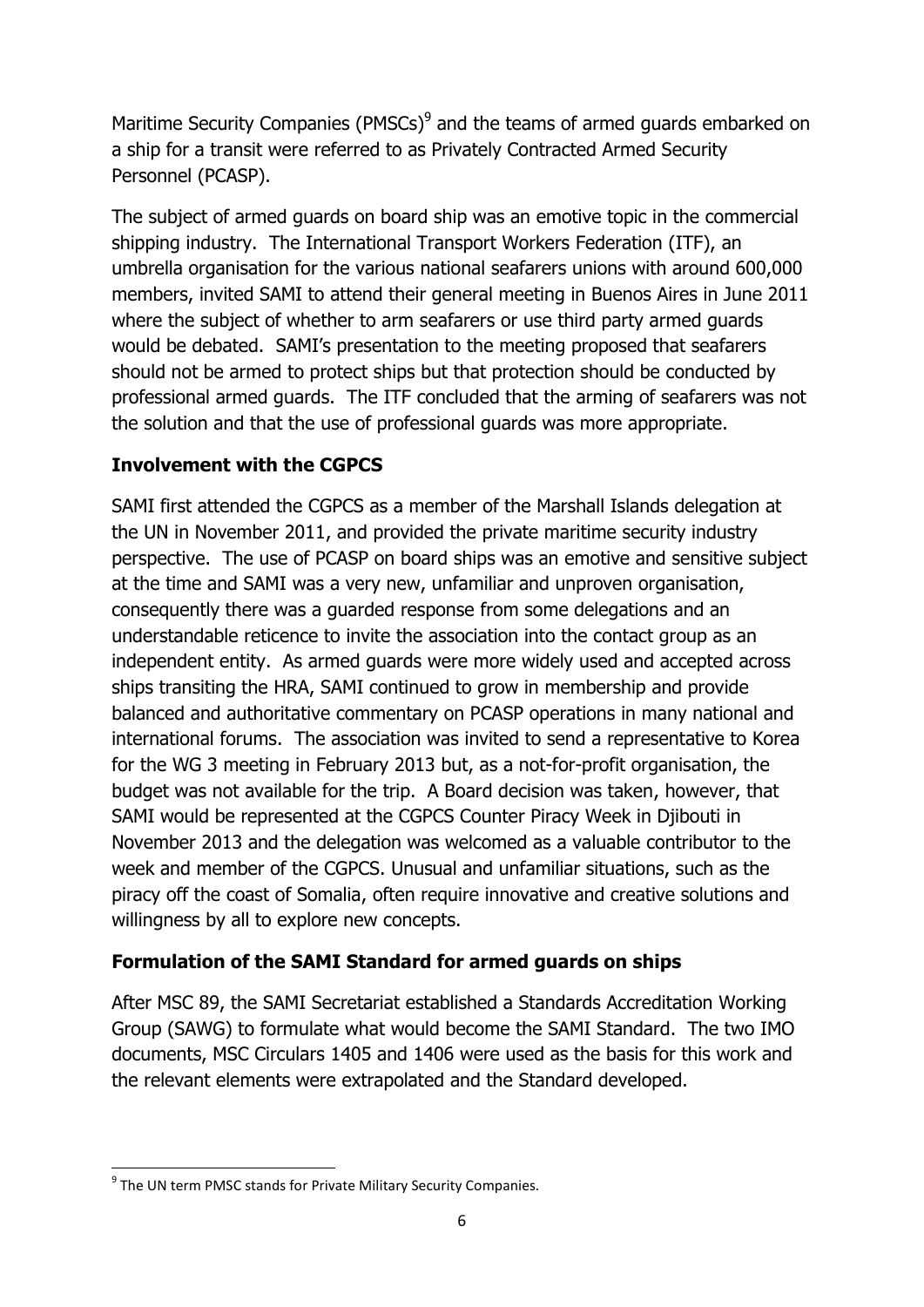Maritime Security Companies (PMSCs)[9] and the teams of armed guards embarked on a ship for a transit were referred to as Privately Contracted Armed Security Personnel (PCASP).

The subject of armed guards on board ship was an emotive topic in the commercial shipping industry. The International Transport Workers Federation (ITF), an umbrella organisation for the various national seafarers unions with around 600,000 members, invited SAMI to attend their general meeting in Buenos Aires in June 2011 where the subject of whether to arm seafarers or use third party armed guards would be debated. SAMI's presentation to the meeting proposed that seafarers should not be armed to protect ships but that protection should be conducted by professional armed guards. The ITF concluded that the arming of seafarers was not the solution and that the use of professional guards was more appropriate.

## Involvement with the CGPCS

SAMI first attended the CGPCS as a member of the Marshall Islands delegation at the UN in November 2011, and provided the private maritime security industry perspective. The use of PCASP on board ships was an emotive and sensitive subject at the time and SAMI was a very new, unfamiliar and unproven organisation, consequently there was a guarded response from some delegations and an understandable reticence to invite the association into the contact group as an independent entity. As armed guards were more widely used and accepted across ships transiting the HRA, SAMI continued to grow in membership and provide balanced and authoritative commentary on PCASP operations in many national and international forums. The association was invited to send a representative to Korea for the WG 3 meeting in February 2013 but, as a not-for-profit organisation, the budget was not available for the trip. A Board decision was taken, however, that SAMI would be represented at the CGPCS Counter Piracy Week in Djibouti in November 2013 and the delegation was welcomed as a valuable contributor to the week and member of the CGPCS. Unusual and unfamiliar situations, such as the piracy off the coast of Somalia, often require innovative and creative solutions and willingness by all to explore new concepts.

## Formulation of the SAMI Standard for armed guards on ships

After MSC 89, the SAMI Secretariat established a Standards Accreditation Working Group (SAWG) to formulate what would become the SAMI Standard. The two IMO documents, MSC Circulars 1405 and 1406 were used as the basis for this work and the relevant elements were extrapolated and the Standard developed.

---

[9] The UN term PMSC stands for Private Military Security Companies.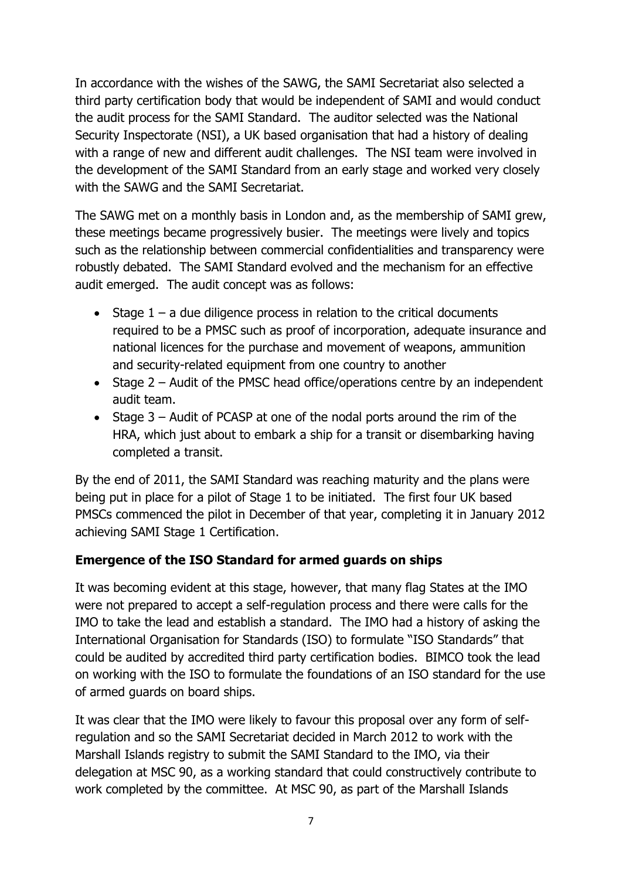In accordance with the wishes of the SAWG, the SAMI Secretariat also selected a third party certification body that would be independent of SAMI and would conduct the audit process for the SAMI Standard. The auditor selected was the National Security Inspectorate (NSI), a UK based organisation that had a history of dealing with a range of new and different audit challenges. The NSI team were involved in the development of the SAMI Standard from an early stage and worked very closely with the SAWG and the SAMI Secretariat.

The SAWG met on a monthly basis in London and, as the membership of SAMI grew, these meetings became progressively busier. The meetings were lively and topics such as the relationship between commercial confidentialities and transparency were robustly debated. The SAMI Standard evolved and the mechanism for an effective audit emerged. The audit concept was as follows:

- Stage 1 – a due diligence process in relation to the critical documents required to be a PMSC such as proof of incorporation, adequate insurance and national licences for the purchase and movement of weapons, ammunition and security-related equipment from one country to another
- Stage 2 – Audit of the PMSC head office/operations centre by an independent audit team.
- Stage 3 – Audit of PCASP at one of the nodal ports around the rim of the HRA, which just about to embark a ship for a transit or disembarking having completed a transit.

By the end of 2011, the SAMI Standard was reaching maturity and the plans were being put in place for a pilot of Stage 1 to be initiated. The first four UK based PMSCs commenced the pilot in December of that year, completing it in January 2012 achieving SAMI Stage 1 Certification.

**Emergence of the ISO Standard for armed guards on ships**

It was becoming evident at this stage, however, that many flag States at the IMO were not prepared to accept a self-regulation process and there were calls for the IMO to take the lead and establish a standard. The IMO had a history of asking the International Organisation for Standards (ISO) to formulate "ISO Standards" that could be audited by accredited third party certification bodies. BIMCO took the lead on working with the ISO to formulate the foundations of an ISO standard for the use of armed guards on board ships.

It was clear that the IMO were likely to favour this proposal over any form of self-regulation and so the SAMI Secretariat decided in March 2012 to work with the Marshall Islands registry to submit the SAMI Standard to the IMO, via their delegation at MSC 90, as a working standard that could constructively contribute to work completed by the committee. At MSC 90, as part of the Marshall Islands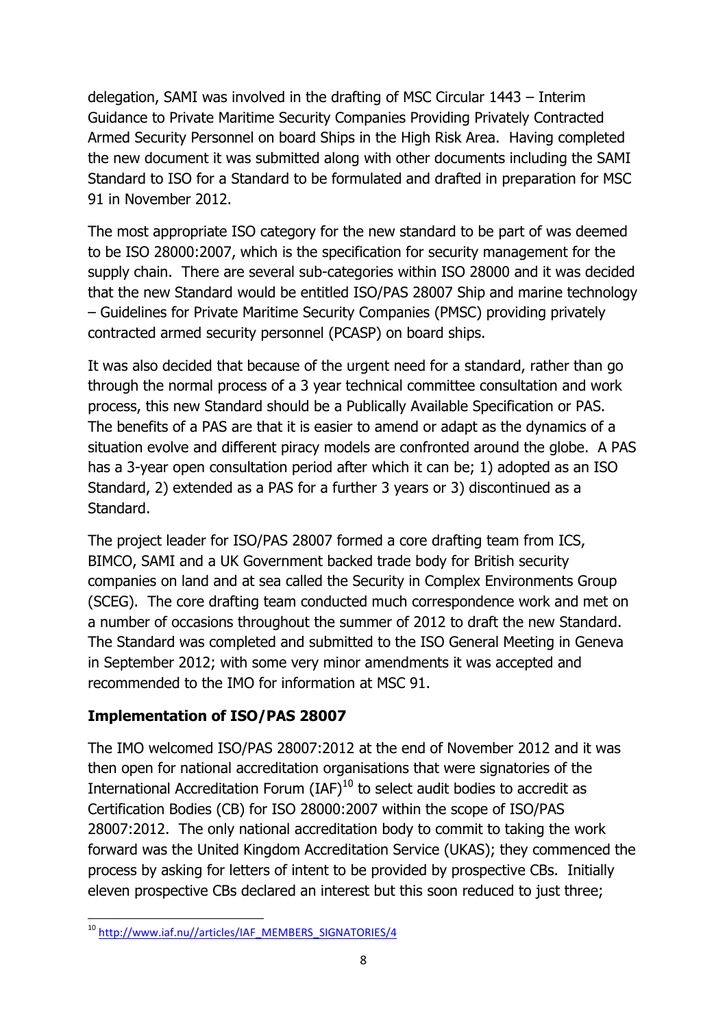delegation, SAMI was involved in the drafting of MSC Circular 1443 – Interim Guidance to Private Maritime Security Companies Providing Privately Contracted Armed Security Personnel on board Ships in the High Risk Area. Having completed the new document it was submitted along with other documents including the SAMI Standard to ISO for a Standard to be formulated and drafted in preparation for MSC 91 in November 2012.

The most appropriate ISO category for the new standard to be part of was deemed to be ISO 28000:2007, which is the specification for security management for the supply chain. There are several sub-categories within ISO 28000 and it was decided that the new Standard would be entitled ISO/PAS 28007 Ship and marine technology – Guidelines for Private Maritime Security Companies (PMSC) providing privately contracted armed security personnel (PCASP) on board ships.

It was also decided that because of the urgent need for a standard, rather than go through the normal process of a 3 year technical committee consultation and work process, this new Standard should be a Publically Available Specification or PAS. The benefits of a PAS are that it is easier to amend or adapt as the dynamics of a situation evolve and different piracy models are confronted around the globe. A PAS has a 3-year open consultation period after which it can be; 1) adopted as an ISO Standard, 2) extended as a PAS for a further 3 years or 3) discontinued as a Standard.

The project leader for ISO/PAS 28007 formed a core drafting team from ICS, BIMCO, SAMI and a UK Government backed trade body for British security companies on land and at sea called the Security in Complex Environments Group (SCEG). The core drafting team conducted much correspondence work and met on a number of occasions throughout the summer of 2012 to draft the new Standard. The Standard was completed and submitted to the ISO General Meeting in Geneva in September 2012; with some very minor amendments it was accepted and recommended to the IMO for information at MSC 91.

## Implementation of ISO/PAS 28007

The IMO welcomed ISO/PAS 28007:2012 at the end of November 2012 and it was then open for national accreditation organisations that were signatories of the International Accreditation Forum (IAF)[10] to select audit bodies to accredit as Certification Bodies (CB) for ISO 28000:2007 within the scope of ISO/PAS 28007:2012. The only national accreditation body to commit to taking the work forward was the United Kingdom Accreditation Service (UKAS); they commenced the process by asking for letters of intent to be provided by prospective CBs. Initially eleven prospective CBs declared an interest but this soon reduced to just three;

[10] http://www.iaf.nu//articles/IAF_MEMBERS_SIGNATORIES/4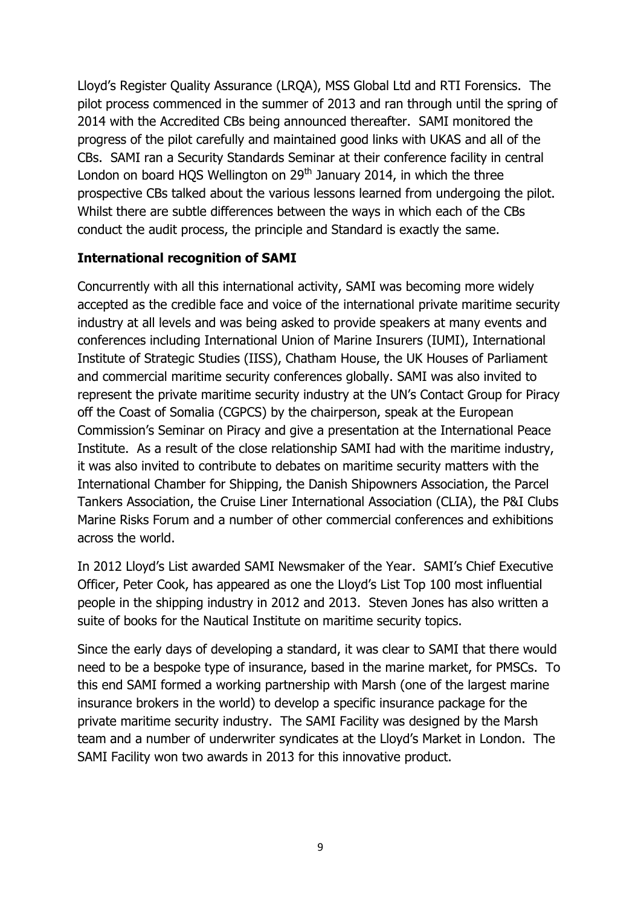Lloyd's Register Quality Assurance (LRQA), MSS Global Ltd and RTI Forensics. The pilot process commenced in the summer of 2013 and ran through until the spring of 2014 with the Accredited CBs being announced thereafter. SAMI monitored the progress of the pilot carefully and maintained good links with UKAS and all of the CBs. SAMI ran a Security Standards Seminar at their conference facility in central London on board HQS Wellington on 29th January 2014, in which the three prospective CBs talked about the various lessons learned from undergoing the pilot. Whilst there are subtle differences between the ways in which each of the CBs conduct the audit process, the principle and Standard is exactly the same.

**International recognition of SAMI**

Concurrently with all this international activity, SAMI was becoming more widely accepted as the credible face and voice of the international private maritime security industry at all levels and was being asked to provide speakers at many events and conferences including International Union of Marine Insurers (IUMI), International Institute of Strategic Studies (IISS), Chatham House, the UK Houses of Parliament and commercial maritime security conferences globally. SAMI was also invited to represent the private maritime security industry at the UN's Contact Group for Piracy off the Coast of Somalia (CGPCS) by the chairperson, speak at the European Commission's Seminar on Piracy and give a presentation at the International Peace Institute. As a result of the close relationship SAMI had with the maritime industry, it was also invited to contribute to debates on maritime security matters with the International Chamber for Shipping, the Danish Shipowners Association, the Parcel Tankers Association, the Cruise Liner International Association (CLIA), the P&I Clubs Marine Risks Forum and a number of other commercial conferences and exhibitions across the world.

In 2012 Lloyd's List awarded SAMI Newsmaker of the Year. SAMI's Chief Executive Officer, Peter Cook, has appeared as one the Lloyd's List Top 100 most influential people in the shipping industry in 2012 and 2013. Steven Jones has also written a suite of books for the Nautical Institute on maritime security topics.

Since the early days of developing a standard, it was clear to SAMI that there would need to be a bespoke type of insurance, based in the marine market, for PMSCs. To this end SAMI formed a working partnership with Marsh (one of the largest marine insurance brokers in the world) to develop a specific insurance package for the private maritime security industry. The SAMI Facility was designed by the Marsh team and a number of underwriter syndicates at the Lloyd's Market in London. The SAMI Facility won two awards in 2013 for this innovative product.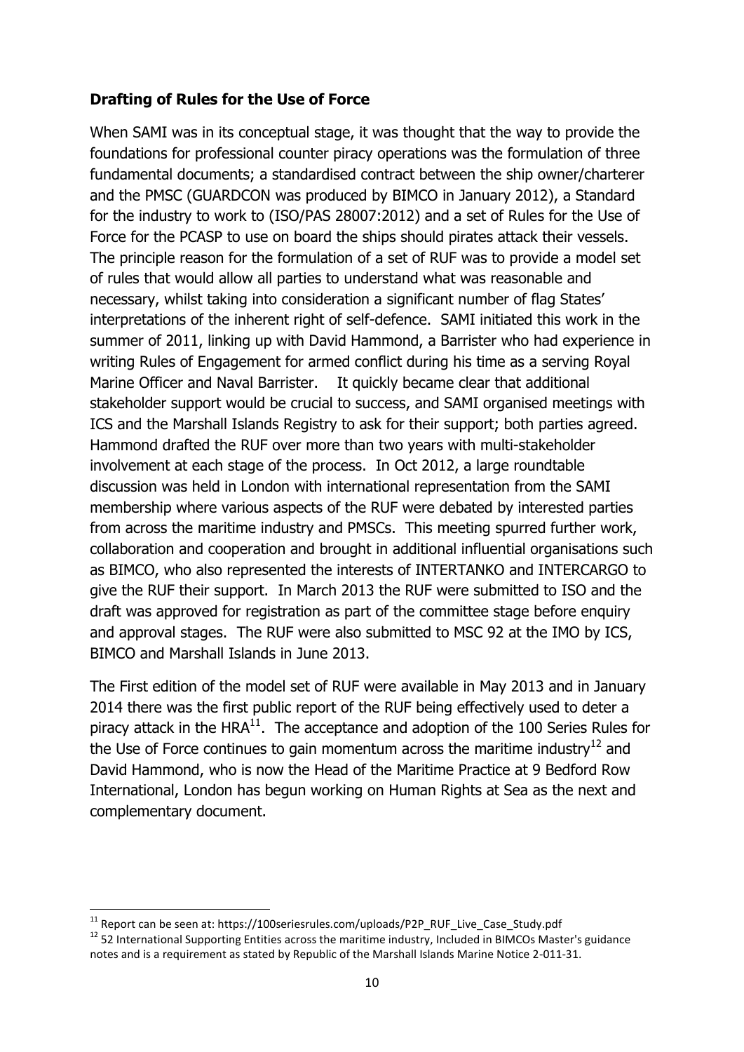**Drafting of Rules for the Use of Force**

When SAMI was in its conceptual stage, it was thought that the way to provide the foundations for professional counter piracy operations was the formulation of three fundamental documents; a standardised contract between the ship owner/charterer and the PMSC (GUARDCON was produced by BIMCO in January 2012), a Standard for the industry to work to (ISO/PAS 28007:2012) and a set of Rules for the Use of Force for the PCASP to use on board the ships should pirates attack their vessels. The principle reason for the formulation of a set of RUF was to provide a model set of rules that would allow all parties to understand what was reasonable and necessary, whilst taking into consideration a significant number of flag States' interpretations of the inherent right of self-defence. SAMI initiated this work in the summer of 2011, linking up with David Hammond, a Barrister who had experience in writing Rules of Engagement for armed conflict during his time as a serving Royal Marine Officer and Naval Barrister. It quickly became clear that additional stakeholder support would be crucial to success, and SAMI organised meetings with ICS and the Marshall Islands Registry to ask for their support; both parties agreed. Hammond drafted the RUF over more than two years with multi-stakeholder involvement at each stage of the process. In Oct 2012, a large roundtable discussion was held in London with international representation from the SAMI membership where various aspects of the RUF were debated by interested parties from across the maritime industry and PMSCs. This meeting spurred further work, collaboration and cooperation and brought in additional influential organisations such as BIMCO, who also represented the interests of INTERTANKO and INTERCARGO to give the RUF their support. In March 2013 the RUF were submitted to ISO and the draft was approved for registration as part of the committee stage before enquiry and approval stages. The RUF were also submitted to MSC 92 at the IMO by ICS, BIMCO and Marshall Islands in June 2013.

The First edition of the model set of RUF were available in May 2013 and in January 2014 there was the first public report of the RUF being effectively used to deter a piracy attack in the HRA[11]. The acceptance and adoption of the 100 Series Rules for the Use of Force continues to gain momentum across the maritime industry[12] and David Hammond, who is now the Head of the Maritime Practice at 9 Bedford Row International, London has begun working on Human Rights at Sea as the next and complementary document.

---

[11] Report can be seen at: https://100seriesrules.com/uploads/P2P_RUF_Live_Case_Study.pdf

[12] 52 International Supporting Entities across the maritime industry, Included in BIMCOs Master's guidance notes and is a requirement as stated by Republic of the Marshall Islands Marine Notice 2-011-31.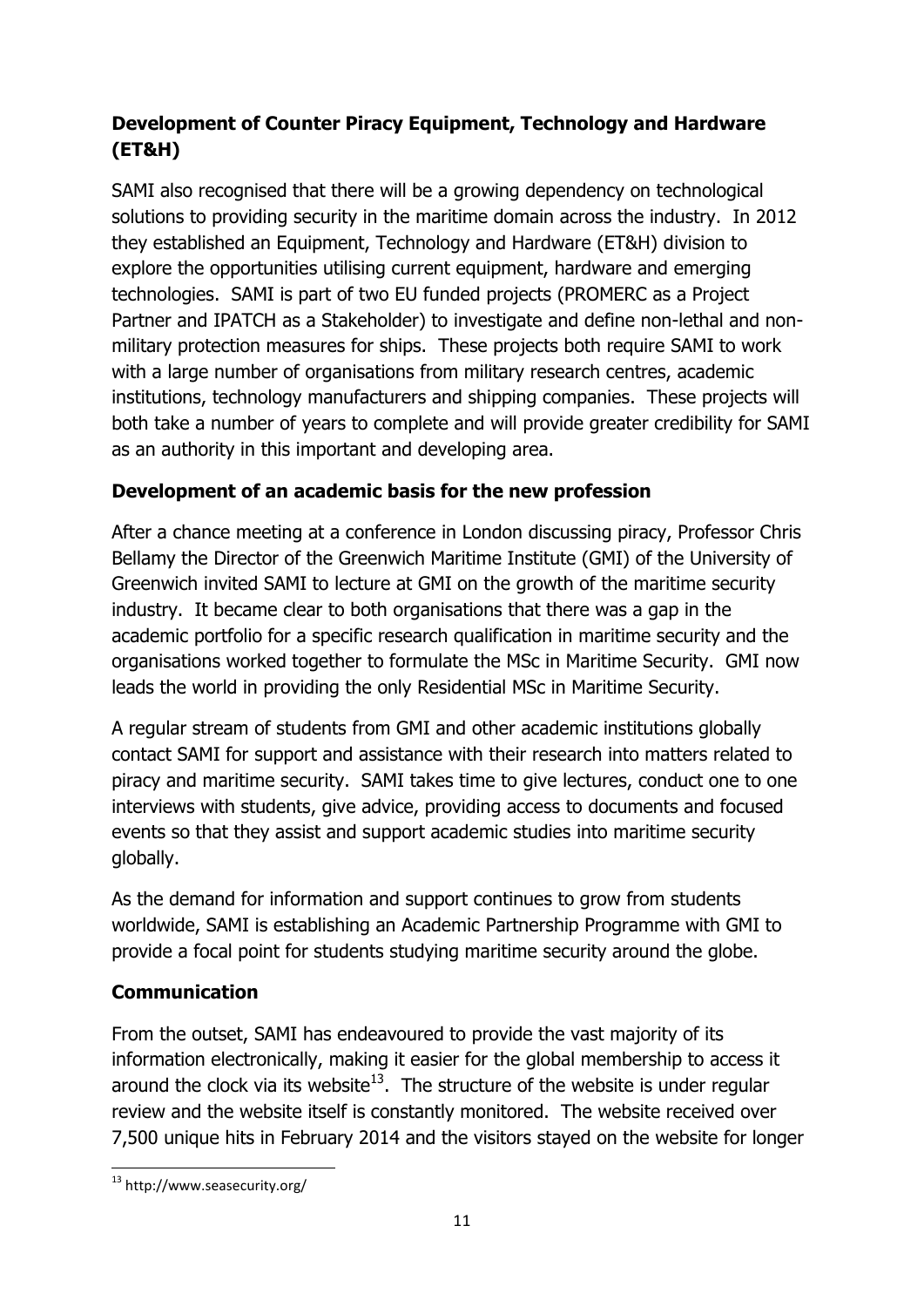## Development of Counter Piracy Equipment, Technology and Hardware (ET&H)

SAMI also recognised that there will be a growing dependency on technological solutions to providing security in the maritime domain across the industry. In 2012 they established an Equipment, Technology and Hardware (ET&H) division to explore the opportunities utilising current equipment, hardware and emerging technologies. SAMI is part of two EU funded projects (PROMERC as a Project Partner and IPATCH as a Stakeholder) to investigate and define non-lethal and non-military protection measures for ships. These projects both require SAMI to work with a large number of organisations from military research centres, academic institutions, technology manufacturers and shipping companies. These projects will both take a number of years to complete and will provide greater credibility for SAMI as an authority in this important and developing area.

## Development of an academic basis for the new profession

After a chance meeting at a conference in London discussing piracy, Professor Chris Bellamy the Director of the Greenwich Maritime Institute (GMI) of the University of Greenwich invited SAMI to lecture at GMI on the growth of the maritime security industry. It became clear to both organisations that there was a gap in the academic portfolio for a specific research qualification in maritime security and the organisations worked together to formulate the MSc in Maritime Security. GMI now leads the world in providing the only Residential MSc in Maritime Security.

A regular stream of students from GMI and other academic institutions globally contact SAMI for support and assistance with their research into matters related to piracy and maritime security. SAMI takes time to give lectures, conduct one to one interviews with students, give advice, providing access to documents and focused events so that they assist and support academic studies into maritime security globally.

As the demand for information and support continues to grow from students worldwide, SAMI is establishing an Academic Partnership Programme with GMI to provide a focal point for students studying maritime security around the globe.

## Communication

From the outset, SAMI has endeavoured to provide the vast majority of its information electronically, making it easier for the global membership to access it around the clock via its website[13]. The structure of the website is under regular review and the website itself is constantly monitored. The website received over 7,500 unique hits in February 2014 and the visitors stayed on the website for longer

[13] http://www.seasecurity.org/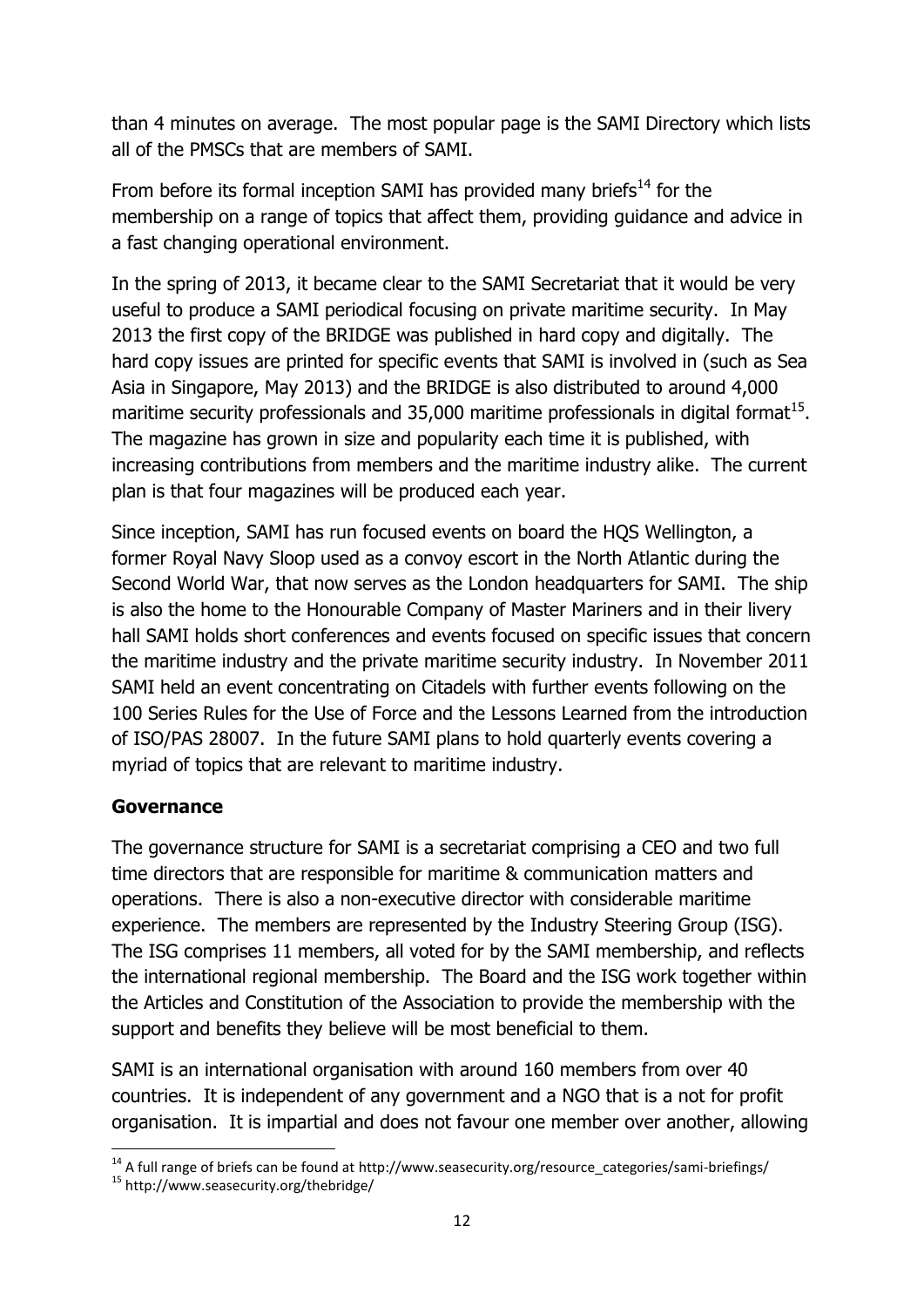than 4 minutes on average. The most popular page is the SAMI Directory which lists all of the PMSCs that are members of SAMI.

From before its formal inception SAMI has provided many briefs[14] for the membership on a range of topics that affect them, providing guidance and advice in a fast changing operational environment.

In the spring of 2013, it became clear to the SAMI Secretariat that it would be very useful to produce a SAMI periodical focusing on private maritime security. In May 2013 the first copy of the BRIDGE was published in hard copy and digitally. The hard copy issues are printed for specific events that SAMI is involved in (such as Sea Asia in Singapore, May 2013) and the BRIDGE is also distributed to around 4,000 maritime security professionals and 35,000 maritime professionals in digital format[15]. The magazine has grown in size and popularity each time it is published, with increasing contributions from members and the maritime industry alike. The current plan is that four magazines will be produced each year.

Since inception, SAMI has run focused events on board the HQS Wellington, a former Royal Navy Sloop used as a convoy escort in the North Atlantic during the Second World War, that now serves as the London headquarters for SAMI. The ship is also the home to the Honourable Company of Master Mariners and in their livery hall SAMI holds short conferences and events focused on specific issues that concern the maritime industry and the private maritime security industry. In November 2011 SAMI held an event concentrating on Citadels with further events following on the 100 Series Rules for the Use of Force and the Lessons Learned from the introduction of ISO/PAS 28007. In the future SAMI plans to hold quarterly events covering a myriad of topics that are relevant to maritime industry.

**Governance**

The governance structure for SAMI is a secretariat comprising a CEO and two full time directors that are responsible for maritime & communication matters and operations. There is also a non-executive director with considerable maritime experience. The members are represented by the Industry Steering Group (ISG). The ISG comprises 11 members, all voted for by the SAMI membership, and reflects the international regional membership. The Board and the ISG work together within the Articles and Constitution of the Association to provide the membership with the support and benefits they believe will be most beneficial to them.

SAMI is an international organisation with around 160 members from over 40 countries. It is independent of any government and a NGO that is a not for profit organisation. It is impartial and does not favour one member over another, allowing

[14] A full range of briefs can be found at http://www.seasecurity.org/resource_categories/sami-briefings/

[15] http://www.seasecurity.org/thebridge/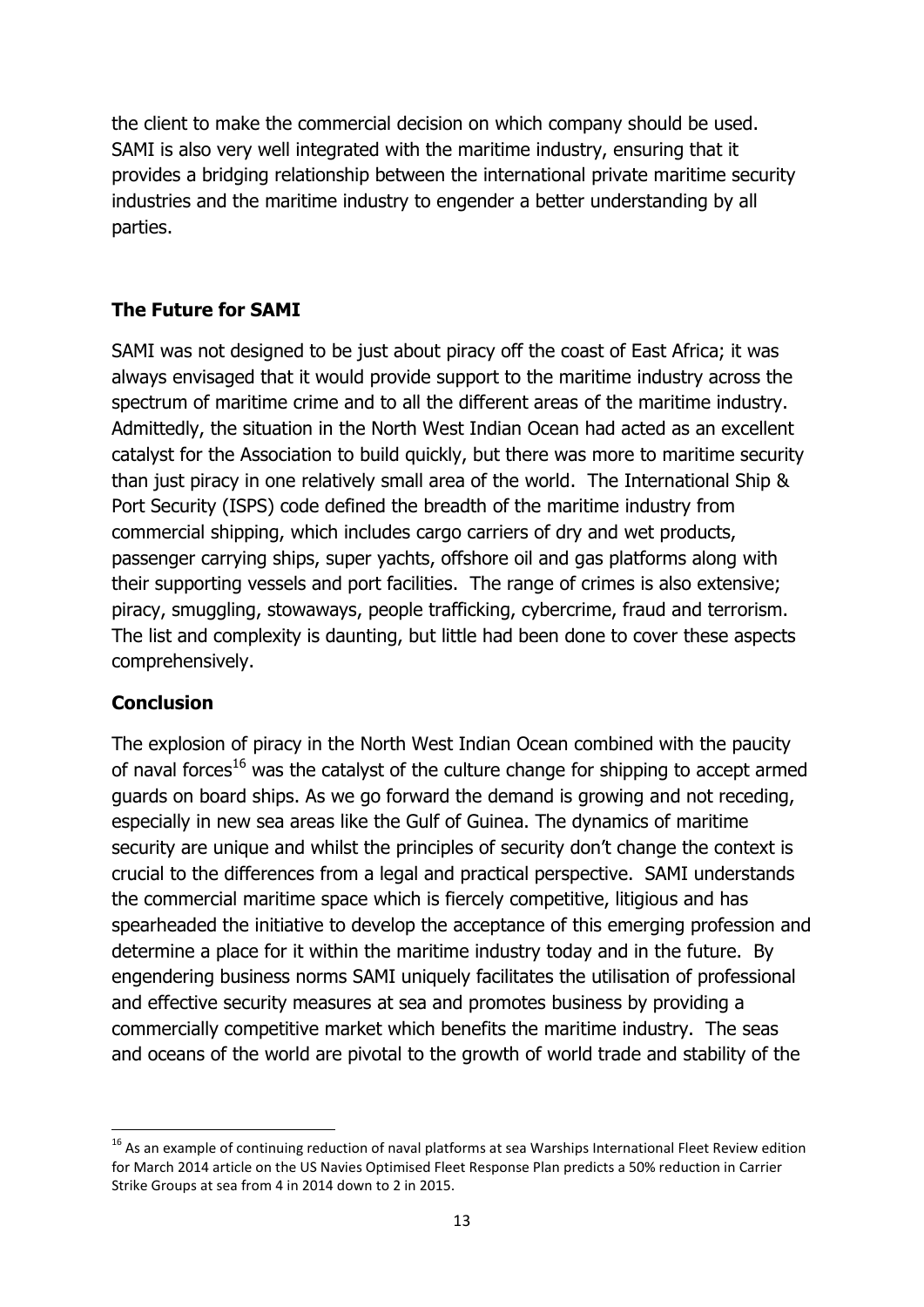the client to make the commercial decision on which company should be used. SAMI is also very well integrated with the maritime industry, ensuring that it provides a bridging relationship between the international private maritime security industries and the maritime industry to engender a better understanding by all parties.

## The Future for SAMI

SAMI was not designed to be just about piracy off the coast of East Africa; it was always envisaged that it would provide support to the maritime industry across the spectrum of maritime crime and to all the different areas of the maritime industry. Admittedly, the situation in the North West Indian Ocean had acted as an excellent catalyst for the Association to build quickly, but there was more to maritime security than just piracy in one relatively small area of the world. The International Ship & Port Security (ISPS) code defined the breadth of the maritime industry from commercial shipping, which includes cargo carriers of dry and wet products, passenger carrying ships, super yachts, offshore oil and gas platforms along with their supporting vessels and port facilities. The range of crimes is also extensive; piracy, smuggling, stowaways, people trafficking, cybercrime, fraud and terrorism. The list and complexity is daunting, but little had been done to cover these aspects comprehensively.

## Conclusion

The explosion of piracy in the North West Indian Ocean combined with the paucity of naval forces[16] was the catalyst of the culture change for shipping to accept armed guards on board ships. As we go forward the demand is growing and not receding, especially in new sea areas like the Gulf of Guinea. The dynamics of maritime security are unique and whilst the principles of security don't change the context is crucial to the differences from a legal and practical perspective. SAMI understands the commercial maritime space which is fiercely competitive, litigious and has spearheaded the initiative to develop the acceptance of this emerging profession and determine a place for it within the maritime industry today and in the future. By engendering business norms SAMI uniquely facilitates the utilisation of professional and effective security measures at sea and promotes business by providing a commercially competitive market which benefits the maritime industry. The seas and oceans of the world are pivotal to the growth of world trade and stability of the

---

[16] As an example of continuing reduction of naval platforms at sea Warships International Fleet Review edition for March 2014 article on the US Navies Optimised Fleet Response Plan predicts a 50% reduction in Carrier Strike Groups at sea from 4 in 2014 down to 2 in 2015.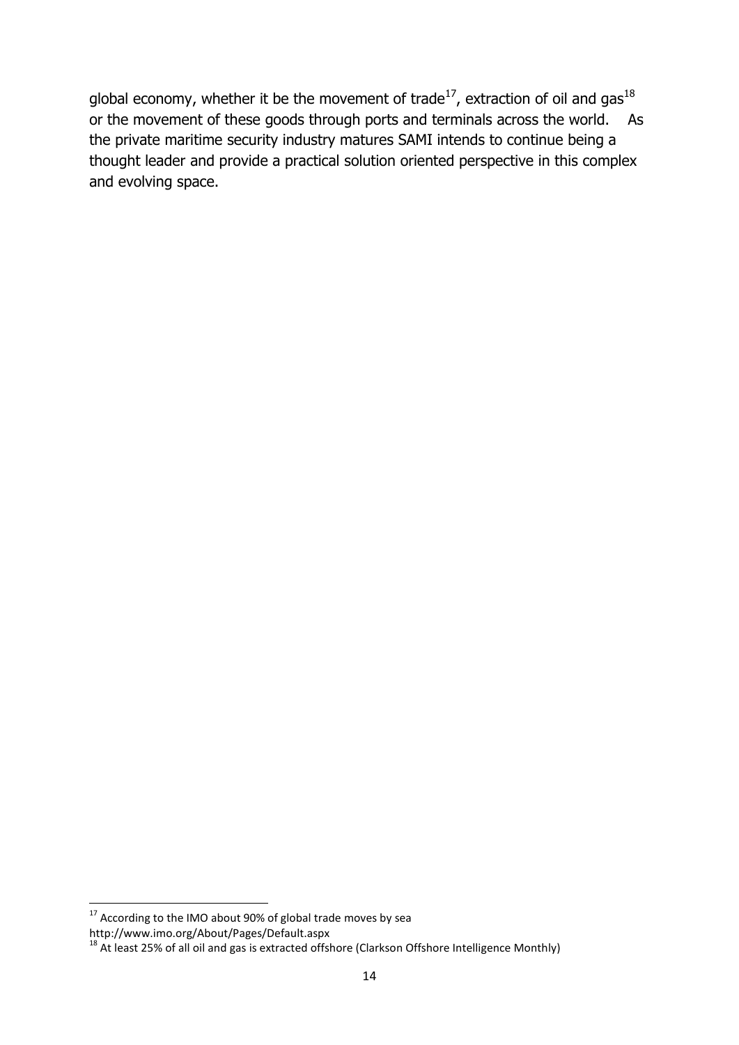global economy, whether it be the movement of trade[17], extraction of oil and gas[18] or the movement of these goods through ports and terminals across the world. As the private maritime security industry matures SAMI intends to continue being a thought leader and provide a practical solution oriented perspective in this complex and evolving space.

---

[17] According to the IMO about 90% of global trade moves by sea http://www.imo.org/About/Pages/Default.aspx

[18] At least 25% of all oil and gas is extracted offshore (Clarkson Offshore Intelligence Monthly)